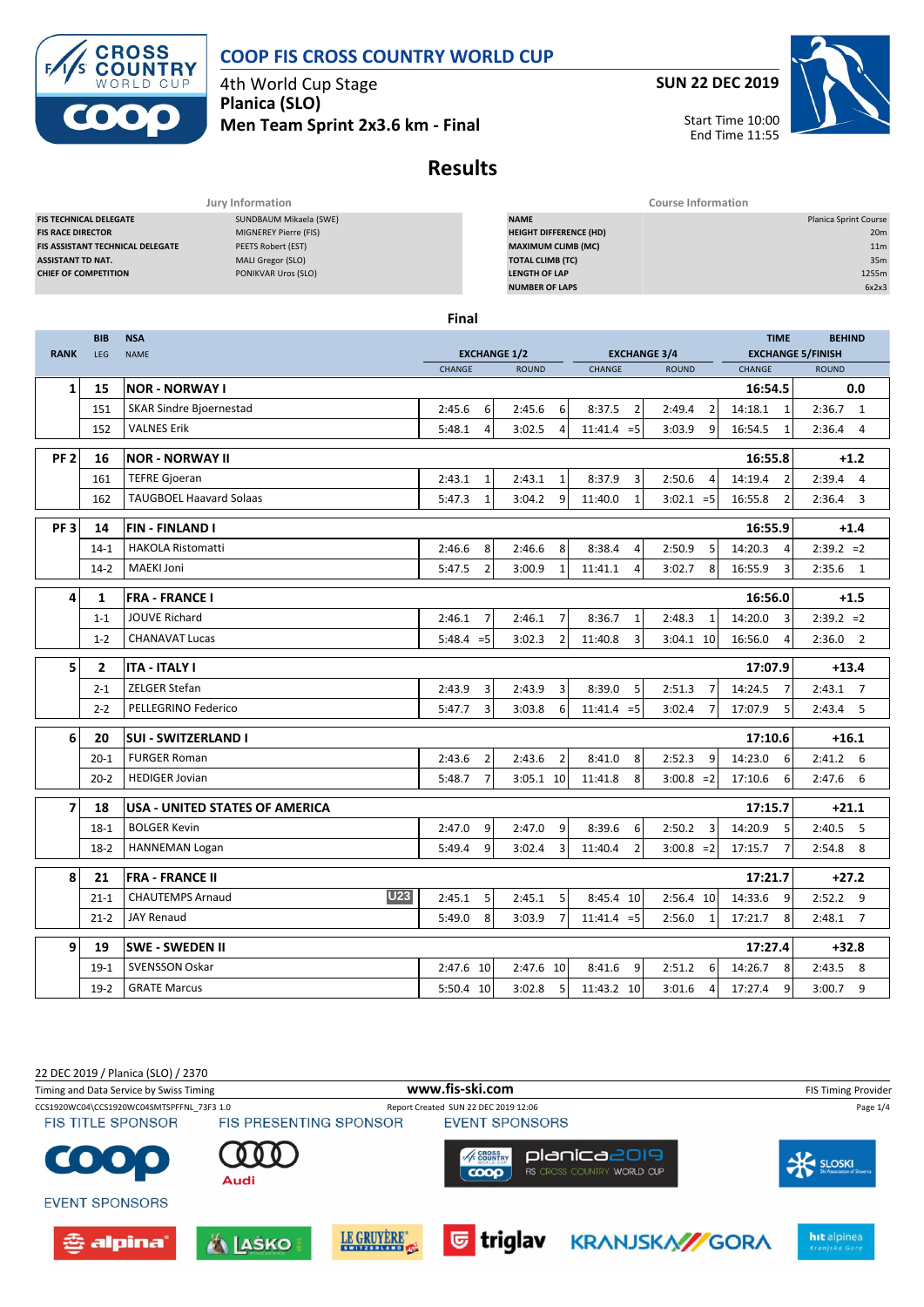# COOP FIS CROSS COUNTRY WORLD CUP

4th World Cup Stage
**Planica (SLO)**
**Men Team Sprint 2x3.6 km - Final**

**SUN 22 DEC 2019**

Start Time 10:00
End Time 11:55

## Results

| Jury Information | |
|---|---|
| FIS TECHNICAL DELEGATE | SUNDBAUM Mikaela (SWE) |
| FIS RACE DIRECTOR | MIGNEREY Pierre (FIS) |
| FIS ASSISTANT TECHNICAL DELEGATE | PEETS Robert (EST) |
| ASSISTANT TD NAT. | MALI Gregor (SLO) |
| CHIEF OF COMPETITION | PONIKVAR Uros (SLO) |

| Course Information | |
|---|---|
| NAME | Planica Sprint Course |
| HEIGHT DIFFERENCE (HD) | 20m |
| MAXIMUM CLIMB (MC) | 11m |
| TOTAL CLIMB (TC) | 35m |
| LENGTH OF LAP | 1255m |
| NUMBER OF LAPS | 6x2x3 |

### Final

| RANK | BIB / LEG | NSA / NAME | EXCHANGE 1/2 CHANGE | | EXCHANGE 1/2 ROUND | | EXCHANGE 3/4 CHANGE | | EXCHANGE 3/4 ROUND | | EXCHANGE 5/FINISH CHANGE (TIME) | | EXCHANGE 5/FINISH ROUND (BEHIND) | |
|---|---|---|---|---|---|---|---|---|---|---|---|---|---|---|
| **1** | **15** | **NOR - NORWAY I** | | | | | | | | | **16:54.5** | | **0.0** | |
| | 151 | SKAR Sindre Bjoernestad | 2:45.6 | 6 | 2:45.6 | 6 | 8:37.5 | 2 | 2:49.4 | 2 | 14:18.1 | 1 | 2:36.7 | 1 |
| | 152 | VALNES Erik | 5:48.1 | 4 | 3:02.5 | 4 | 11:41.4 | =5 | 3:03.9 | 9 | 16:54.5 | 1 | 2:36.4 | 4 |
| **PF 2** | **16** | **NOR - NORWAY II** | | | | | | | | | **16:55.8** | | **+1.2** | |
| | 161 | TEFRE Gjoeran | 2:43.1 | 1 | 2:43.1 | 1 | 8:37.9 | 3 | 2:50.6 | 4 | 14:19.4 | 2 | 2:39.4 | 4 |
| | 162 | TAUGBOEL Haavard Solaas | 5:47.3 | 1 | 3:04.2 | 9 | 11:40.0 | 1 | 3:02.1 | =5 | 16:55.8 | 2 | 2:36.4 | 3 |
| **PF 3** | **14** | **FIN - FINLAND I** | | | | | | | | | **16:55.9** | | **+1.4** | |
| | 14-1 | HAKOLA Ristomatti | 2:46.6 | 8 | 2:46.6 | 8 | 8:38.4 | 4 | 2:50.9 | 5 | 14:20.3 | 4 | 2:39.2 | =2 |
| | 14-2 | MAEKI Joni | 5:47.5 | 2 | 3:00.9 | 1 | 11:41.1 | 4 | 3:02.7 | 8 | 16:55.9 | 3 | 2:35.6 | 1 |
| **4** | **1** | **FRA - FRANCE I** | | | | | | | | | **16:56.0** | | **+1.5** | |
| | 1-1 | JOUVE Richard | 2:46.1 | 7 | 2:46.1 | 7 | 8:36.7 | 1 | 2:48.3 | 1 | 14:20.0 | 3 | 2:39.2 | =2 |
| | 1-2 | CHANAVAT Lucas | 5:48.4 | =5 | 3:02.3 | 2 | 11:40.8 | 3 | 3:04.1 | 10 | 16:56.0 | 4 | 2:36.0 | 2 |
| **5** | **2** | **ITA - ITALY I** | | | | | | | | | **17:07.9** | | **+13.4** | |
| | 2-1 | ZELGER Stefan | 2:43.9 | 3 | 2:43.9 | 3 | 8:39.0 | 5 | 2:51.3 | 7 | 14:24.5 | 7 | 2:43.1 | 7 |
| | 2-2 | PELLEGRINO Federico | 5:47.7 | 3 | 3:03.8 | 6 | 11:41.4 | =5 | 3:02.4 | 7 | 17:07.9 | 5 | 2:43.4 | 5 |
| **6** | **20** | **SUI - SWITZERLAND I** | | | | | | | | | **17:10.6** | | **+16.1** | |
| | 20-1 | FURGER Roman | 2:43.6 | 2 | 2:43.6 | 2 | 8:41.0 | 8 | 2:52.3 | 9 | 14:23.0 | 6 | 2:41.2 | 6 |
| | 20-2 | HEDIGER Jovian | 5:48.7 | 7 | 3:05.1 | 10 | 11:41.8 | 8 | 3:00.8 | =2 | 17:10.6 | 6 | 2:47.6 | 6 |
| **7** | **18** | **USA - UNITED STATES OF AMERICA** | | | | | | | | | **17:15.7** | | **+21.1** | |
| | 18-1 | BOLGER Kevin | 2:47.0 | 9 | 2:47.0 | 9 | 8:39.6 | 6 | 2:50.2 | 3 | 14:20.9 | 5 | 2:40.5 | 5 |
| | 18-2 | HANNEMAN Logan | 5:49.4 | 9 | 3:02.4 | 3 | 11:40.4 | 2 | 3:00.8 | =2 | 17:15.7 | 7 | 2:54.8 | 8 |
| **8** | **21** | **FRA - FRANCE II** | | | | | | | | | **17:21.7** | | **+27.2** | |
| | 21-1 | CHAUTEMPS Arnaud (U23) | 2:45.1 | 5 | 2:45.1 | 5 | 8:45.4 | 10 | 2:56.4 | 10 | 14:33.6 | 9 | 2:52.2 | 9 |
| | 21-2 | JAY Renaud | 5:49.0 | 8 | 3:03.9 | 7 | 11:41.4 | =5 | 2:56.0 | 1 | 17:21.7 | 8 | 2:48.1 | 7 |
| **9** | **19** | **SWE - SWEDEN II** | | | | | | | | | **17:27.4** | | **+32.8** | |
| | 19-1 | SVENSSON Oskar | 2:47.6 | 10 | 2:47.6 | 10 | 8:41.6 | 9 | 2:51.2 | 6 | 14:26.7 | 8 | 2:43.5 | 8 |
| | 19-2 | GRATE Marcus | 5:50.4 | 10 | 3:02.8 | 5 | 11:43.2 | 10 | 3:01.6 | 4 | 17:27.4 | 9 | 3:00.7 | 9 |

22 DEC 2019 / Planica (SLO) / 2370

Timing and Data Service by Swiss Timing — www.fis-ski.com — FIS Timing Provider

CCS1920WC04\CCS1920WC04SMTSPFFNL_73F3 1.0 — Report Created SUN 22 DEC 2019 12:06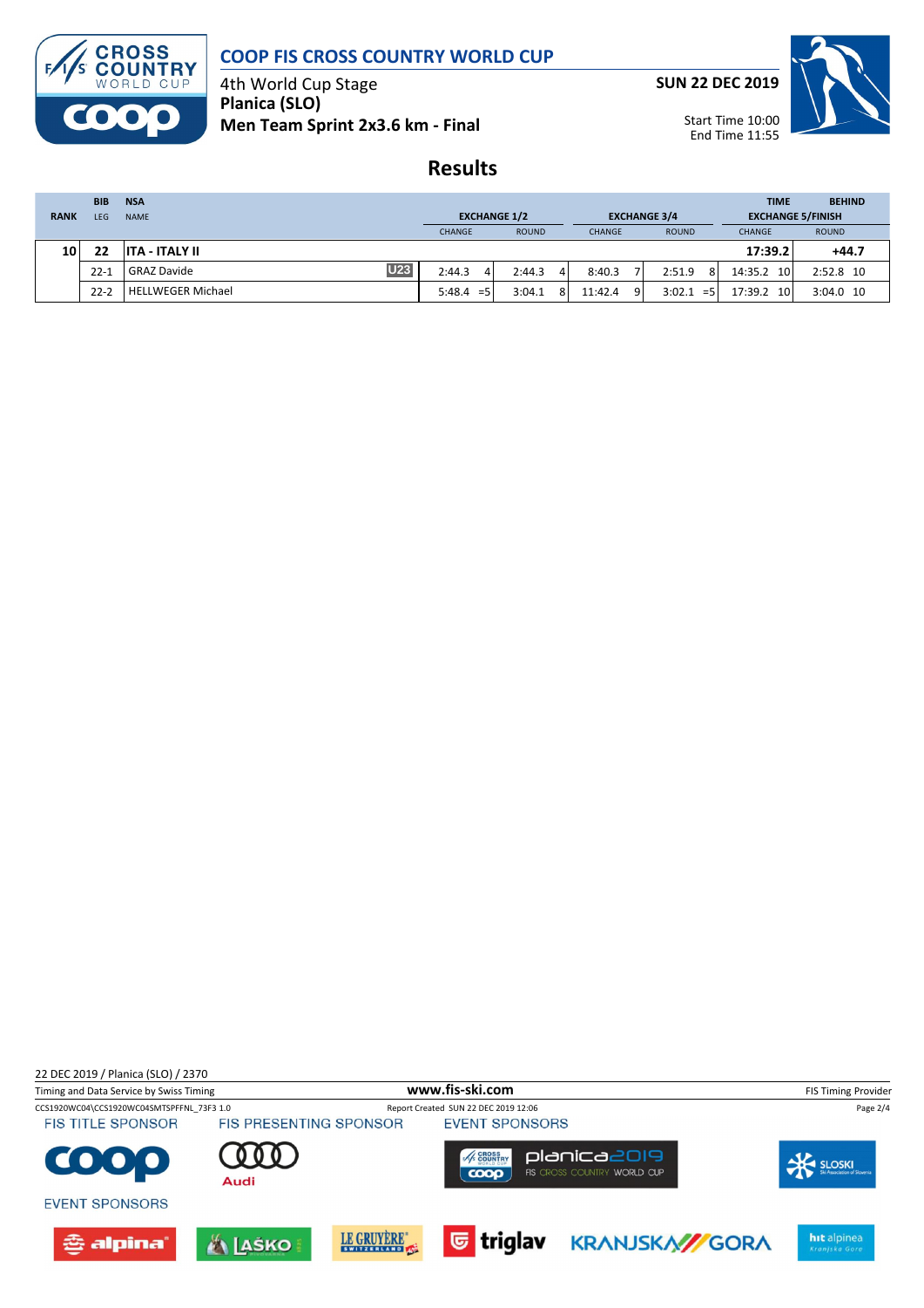# COOP FIS CROSS COUNTRY WORLD CUP

4th World Cup Stage
**Planica (SLO)**
**Men Team Sprint 2x3.6 km - Final**

**SUN 22 DEC 2019**

Start Time 10:00
End Time 11:55

## Results

| RANK | BIB / LEG | NSA / NAME | | EXCHANGE 1/2 | | EXCHANGE 3/4 | | TIME / EXCHANGE 5/FINISH | BEHIND |
|---|---|---|---|---|---|---|---|---|---|
| | | | | CHANGE | ROUND | CHANGE | ROUND | CHANGE | ROUND |
| **10** | **22** | **ITA - ITALY II** | | | | | | **17:39.2** | **+44.7** |
| | 22-1 | GRAZ Davide | U23 | 2:44.3 4 | 2:44.3 4 | 8:40.3 7 | 2:51.9 8 | 14:35.2 10 | 2:52.8 10 |
| | 22-2 | HELLWEGER Michael | | 5:48.4 =5 | 3:04.1 8 | 11:42.4 9 | 3:02.1 =5 | 17:39.2 10 | 3:04.0 10 |

22 DEC 2019 / Planica (SLO) / 2370

Timing and Data Service by Swiss Timing — www.fis-ski.com — FIS Timing Provider

CCS1920WC04\CCS1920WC04SMTSPFFNL_73F3 1.0 — Report Created SUN 22 DEC 2019 12:06

FIS TITLE SPONSOR — FIS PRESENTING SPONSOR — EVENT SPONSORS

EVENT SPONSORS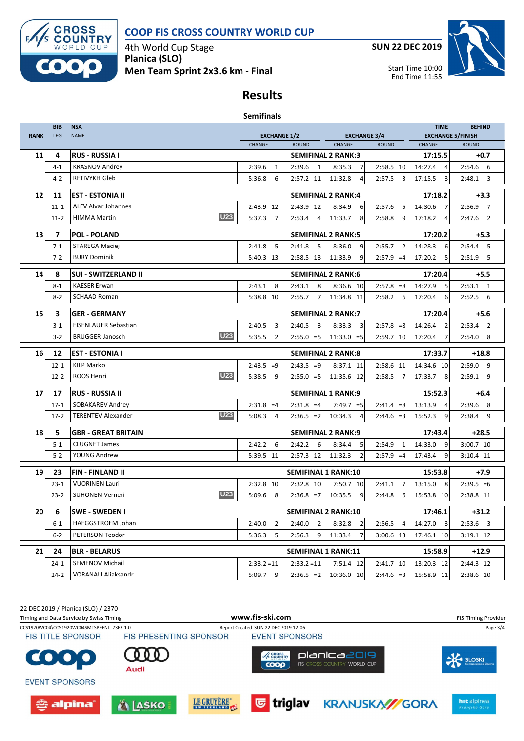# COOP FIS CROSS COUNTRY WORLD CUP

4th World Cup Stage
**Planica (SLO)**
**Men Team Sprint 2x3.6 km - Final**

**SUN 22 DEC 2019**

Start Time 10:00
End Time 11:55

## Results

### Semifinals

| RANK | BIB / LEG | NSA / NAME | | EXCHANGE 1/2 CHANGE | | EXCHANGE 1/2 ROUND | | EXCHANGE 3/4 CHANGE | | EXCHANGE 3/4 ROUND | | TIME EXCHANGE 5/FINISH CHANGE | | BEHIND ROUND | |
|---|---|---|---|---|---|---|---|---|---|---|---|---|---|---|---|
| 11 | 4 | **RUS - RUSSIA I** | | | | SEMIFINAL 2 RANK:3 | | | | | | **17:15.5** | | **+0.7** | |
| | 4-1 | KRASNOV Andrey | | 2:39.6 | 1 | 2:39.6 | 1 | 8:35.3 | 7 | 2:58.5 | 10 | 14:27.4 | 4 | 2:54.6 | 6 |
| | 4-2 | RETIVYKH Gleb | | 5:36.8 | 6 | 2:57.2 | 11 | 11:32.8 | 4 | 2:57.5 | 3 | 17:15.5 | 3 | 2:48.1 | 3 |
| 12 | 11 | **EST - ESTONIA II** | | | | SEMIFINAL 2 RANK:4 | | | | | | **17:18.2** | | **+3.3** | |
| | 11-1 | ALEV Alvar Johannes | | 2:43.9 | 12 | 2:43.9 | 12 | 8:34.9 | 6 | 2:57.6 | 5 | 14:30.6 | 7 | 2:56.9 | 7 |
| | 11-2 | HIMMA Martin | U23 | 5:37.3 | 7 | 2:53.4 | 4 | 11:33.7 | 8 | 2:58.8 | 9 | 17:18.2 | 4 | 2:47.6 | 2 |
| 13 | 7 | **POL - POLAND** | | | | SEMIFINAL 2 RANK:5 | | | | | | **17:20.2** | | **+5.3** | |
| | 7-1 | STAREGA Maciej | | 2:41.8 | 5 | 2:41.8 | 5 | 8:36.0 | 9 | 2:55.7 | 2 | 14:28.3 | 6 | 2:54.4 | 5 |
| | 7-2 | BURY Dominik | | 5:40.3 | 13 | 2:58.5 | 13 | 11:33.9 | 9 | 2:57.9 | =4 | 17:20.2 | 5 | 2:51.9 | 5 |
| 14 | 8 | **SUI - SWITZERLAND II** | | | | SEMIFINAL 2 RANK:6 | | | | | | **17:20.4** | | **+5.5** | |
| | 8-1 | KAESER Erwan | | 2:43.1 | 8 | 2:43.1 | 8 | 8:36.6 | 10 | 2:57.8 | =8 | 14:27.9 | 5 | 2:53.1 | 1 |
| | 8-2 | SCHAAD Roman | | 5:38.8 | 10 | 2:55.7 | 7 | 11:34.8 | 11 | 2:58.2 | 6 | 17:20.4 | 6 | 2:52.5 | 6 |
| 15 | 3 | **GER - GERMANY** | | | | SEMIFINAL 2 RANK:7 | | | | | | **17:20.4** | | **+5.6** | |
| | 3-1 | EISENLAUER Sebastian | | 2:40.5 | 3 | 2:40.5 | 3 | 8:33.3 | 3 | 2:57.8 | =8 | 14:26.4 | 2 | 2:53.4 | 2 |
| | 3-2 | BRUGGER Janosch | U23 | 5:35.5 | 2 | 2:55.0 | =5 | 11:33.0 | =5 | 2:59.7 | 10 | 17:20.4 | 7 | 2:54.0 | 8 |
| 16 | 12 | **EST - ESTONIA I** | | | | SEMIFINAL 2 RANK:8 | | | | | | **17:33.7** | | **+18.8** | |
| | 12-1 | KILP Marko | | 2:43.5 | =9 | 2:43.5 | =9 | 8:37.1 | 11 | 2:58.6 | 11 | 14:34.6 | 10 | 2:59.0 | 9 |
| | 12-2 | ROOS Henri | U23 | 5:38.5 | 9 | 2:55.0 | =5 | 11:35.6 | 12 | 2:58.5 | 7 | 17:33.7 | 8 | 2:59.1 | 9 |
| 17 | 17 | **RUS - RUSSIA II** | | | | SEMIFINAL 1 RANK:9 | | | | | | **15:52.3** | | **+6.4** | |
| | 17-1 | SOBAKAREV Andrey | | 2:31.8 | =4 | 2:31.8 | =4 | 7:49.7 | =5 | 2:41.4 | =8 | 13:13.9 | 4 | 2:39.6 | 8 |
| | 17-2 | TERENTEV Alexander | U23 | 5:08.3 | 4 | 2:36.5 | =2 | 10:34.3 | 4 | 2:44.6 | =3 | 15:52.3 | 9 | 2:38.4 | 9 |
| 18 | 5 | **GBR - GREAT BRITAIN** | | | | SEMIFINAL 2 RANK:9 | | | | | | **17:43.4** | | **+28.5** | |
| | 5-1 | CLUGNET James | | 2:42.2 | 6 | 2:42.2 | 6 | 8:34.4 | 5 | 2:54.9 | 1 | 14:33.0 | 9 | 3:00.7 | 10 |
| | 5-2 | YOUNG Andrew | | 5:39.5 | 11 | 2:57.3 | 12 | 11:32.3 | 2 | 2:57.9 | =4 | 17:43.4 | 9 | 3:10.4 | 11 |
| 19 | 23 | **FIN - FINLAND II** | | | | SEMIFINAL 1 RANK:10 | | | | | | **15:53.8** | | **+7.9** | |
| | 23-1 | VUORINEN Lauri | | 2:32.8 | 10 | 2:32.8 | 10 | 7:50.7 | 10 | 2:41.1 | 7 | 13:15.0 | 8 | 2:39.5 | =6 |
| | 23-2 | SUHONEN Verneri | U23 | 5:09.6 | 8 | 2:36.8 | =7 | 10:35.5 | 9 | 2:44.8 | 6 | 15:53.8 | 10 | 2:38.8 | 11 |
| 20 | 6 | **SWE - SWEDEN I** | | | | SEMIFINAL 2 RANK:10 | | | | | | **17:46.1** | | **+31.2** | |
| | 6-1 | HAEGGSTROEM Johan | | 2:40.0 | 2 | 2:40.0 | 2 | 8:32.8 | 2 | 2:56.5 | 4 | 14:27.0 | 3 | 2:53.6 | 3 |
| | 6-2 | PETERSON Teodor | | 5:36.3 | 5 | 2:56.3 | 9 | 11:33.4 | 7 | 3:00.6 | 13 | 17:46.1 | 10 | 3:19.1 | 12 |
| 21 | 24 | **BLR - BELARUS** | | | | SEMIFINAL 1 RANK:11 | | | | | | **15:58.9** | | **+12.9** | |
| | 24-1 | SEMENOV Michail | | 2:33.2 | =11 | 2:33.2 | =11 | 7:51.4 | 12 | 2:41.7 | 10 | 13:20.3 | 12 | 2:44.3 | 12 |
| | 24-2 | VORANAU Aliaksandr | | 5:09.7 | 9 | 2:36.5 | =2 | 10:36.0 | 10 | 2:44.6 | =3 | 15:58.9 | 11 | 2:38.6 | 10 |

22 DEC 2019 / Planica (SLO) / 2370

Timing and Data Service by Swiss Timing — www.fis-ski.com — FIS Timing Provider

CCS1920WC04\CCS1920WC04SMTSPFFNL_73F3 1.0 — Report Created SUN 22 DEC 2019 12:06

FIS TITLE SPONSOR — FIS PRESENTING SPONSOR — EVENT SPONSORS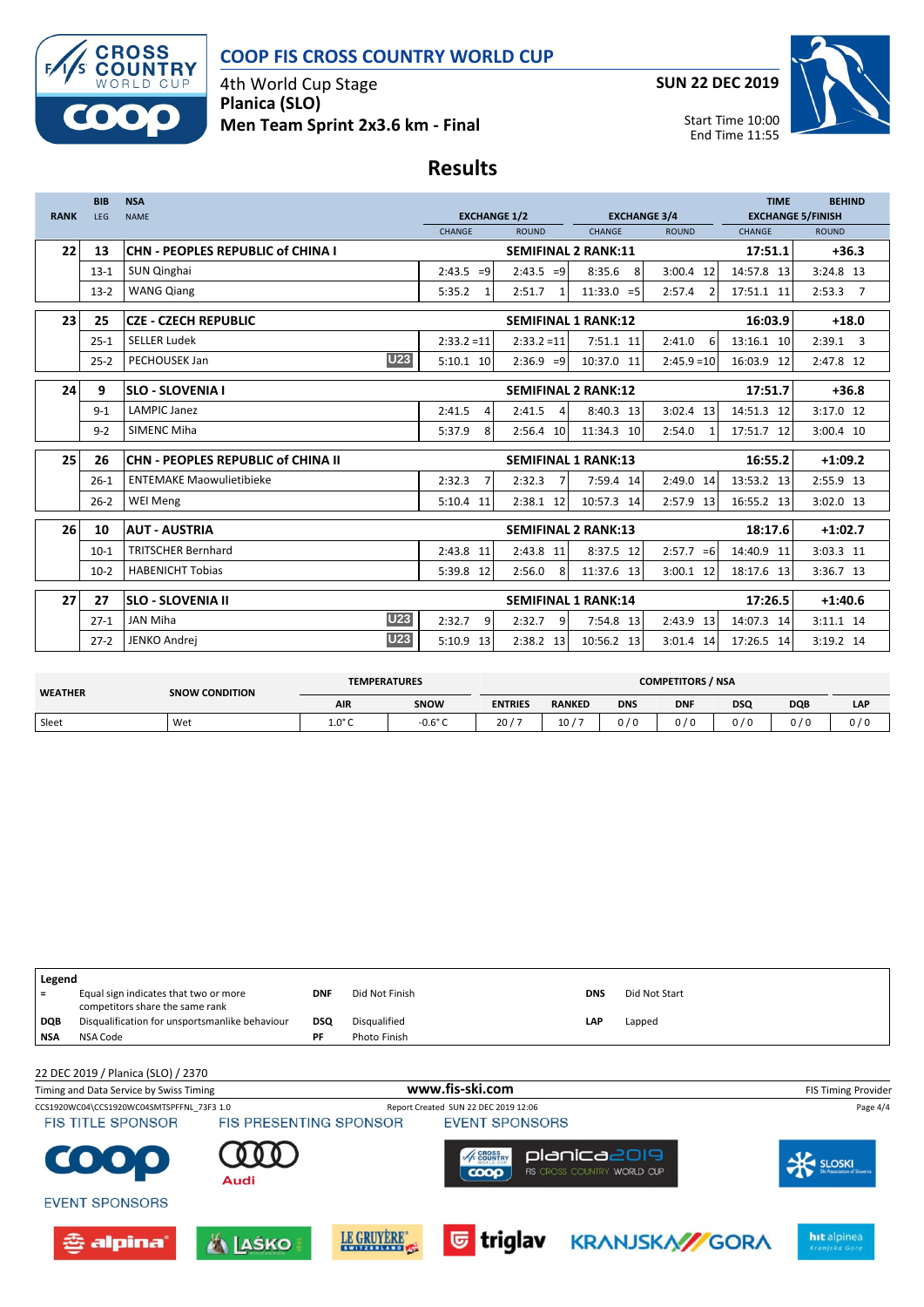# COOP FIS CROSS COUNTRY WORLD CUP

4th World Cup Stage
**Planica (SLO)**
**Men Team Sprint 2x3.6 km - Final**

**SUN 22 DEC 2019**

Start Time 10:00
End Time 11:55

## Results

| RANK | BIB / LEG | NSA / NAME | | EXCHANGE 1/2 CHANGE | EXCHANGE 1/2 ROUND | EXCHANGE 3/4 CHANGE | EXCHANGE 3/4 ROUND | EXCHANGE 5/FINISH CHANGE (TIME) | EXCHANGE 5/FINISH ROUND (BEHIND) |
|---|---|---|---|---|---|---|---|---|---|
| **22** | **13** | **CHN - PEOPLES REPUBLIC of CHINA I** | | **SEMIFINAL 2 RANK:11** | | | | **17:51.1** | **+36.3** |
| | 13-1 | SUN Qinghai | | 2:43.5 =9 | 2:43.5 =9 | 8:35.6 8 | 3:00.4 12 | 14:57.8 13 | 3:24.8 13 |
| | 13-2 | WANG Qiang | | 5:35.2 1 | 2:51.7 1 | 11:33.0 =5 | 2:57.4 2 | 17:51.1 11 | 2:53.3 7 |
| **23** | **25** | **CZE - CZECH REPUBLIC** | | **SEMIFINAL 1 RANK:12** | | | | **16:03.9** | **+18.0** |
| | 25-1 | SELLER Ludek | | 2:33.2 =11 | 2:33.2 =11 | 7:51.1 11 | 2:41.0 6 | 13:16.1 10 | 2:39.1 3 |
| | 25-2 | PECHOUSEK Jan | U23 | 5:10.1 10 | 2:36.9 =9 | 10:37.0 11 | 2:45.9 =10 | 16:03.9 12 | 2:47.8 12 |
| **24** | **9** | **SLO - SLOVENIA I** | | **SEMIFINAL 2 RANK:12** | | | | **17:51.7** | **+36.8** |
| | 9-1 | LAMPIC Janez | | 2:41.5 4 | 2:41.5 4 | 8:40.3 13 | 3:02.4 13 | 14:51.3 12 | 3:17.0 12 |
| | 9-2 | SIMENC Miha | | 5:37.9 8 | 2:56.4 10 | 11:34.3 10 | 2:54.0 1 | 17:51.7 12 | 3:00.4 10 |
| **25** | **26** | **CHN - PEOPLES REPUBLIC of CHINA II** | | **SEMIFINAL 1 RANK:13** | | | | **16:55.2** | **+1:09.2** |
| | 26-1 | ENTEMAKE Maowulietibieke | | 2:32.3 7 | 2:32.3 7 | 7:59.4 14 | 2:49.0 14 | 13:53.2 13 | 2:55.9 13 |
| | 26-2 | WEI Meng | | 5:10.4 11 | 2:38.1 12 | 10:57.3 14 | 2:57.9 13 | 16:55.2 13 | 3:02.0 13 |
| **26** | **10** | **AUT - AUSTRIA** | | **SEMIFINAL 2 RANK:13** | | | | **18:17.6** | **+1:02.7** |
| | 10-1 | TRITSCHER Bernhard | | 2:43.8 11 | 2:43.8 11 | 8:37.5 12 | 2:57.7 =6 | 14:40.9 11 | 3:03.3 11 |
| | 10-2 | HABENICHT Tobias | | 5:39.8 12 | 2:56.0 8 | 11:37.6 13 | 3:00.1 12 | 18:17.6 13 | 3:36.7 13 |
| **27** | **27** | **SLO - SLOVENIA II** | | **SEMIFINAL 1 RANK:14** | | | | **17:26.5** | **+1:40.6** |
| | 27-1 | JAN Miha | U23 | 2:32.7 9 | 2:32.7 9 | 7:54.8 13 | 2:43.9 13 | 14:07.3 14 | 3:11.1 14 |
| | 27-2 | JENKO Andrej | U23 | 5:10.9 13 | 2:38.2 13 | 10:56.2 13 | 3:01.4 14 | 17:26.5 14 | 3:19.2 14 |

| WEATHER | SNOW CONDITION | TEMPERATURES AIR | TEMPERATURES SNOW | ENTRIES | RANKED | DNS | DNF | DSQ | DQB | LAP |
|---|---|---|---|---|---|---|---|---|---|---|
| Sleet | Wet | 1.0°C | -0.6°C | 20 / 7 | 10 / 7 | 0 / 0 | 0 / 0 | 0 / 0 | 0 / 0 | 0 / 0 |

**Legend**

| | | | | | |
|---|---|---|---|---|---|
| = | Equal sign indicates that two or more competitors share the same rank | DNF | Did Not Finish | DNS | Did Not Start |
| DQB | Disqualification for unsportsmanlike behaviour | DSQ | Disqualified | LAP | Lapped |
| NSA | NSA Code | PF | Photo Finish | | |

22 DEC 2019 / Planica (SLO) / 2370

Timing and Data Service by Swiss Timing — www.fis-ski.com — FIS Timing Provider

CCS1920WC04\CCS1920WC04SMTSPFFNL_73F3 1.0 — Report Created SUN 22 DEC 2019 12:06

FIS TITLE SPONSOR — FIS PRESENTING SPONSOR — EVENT SPONSORS

EVENT SPONSORS